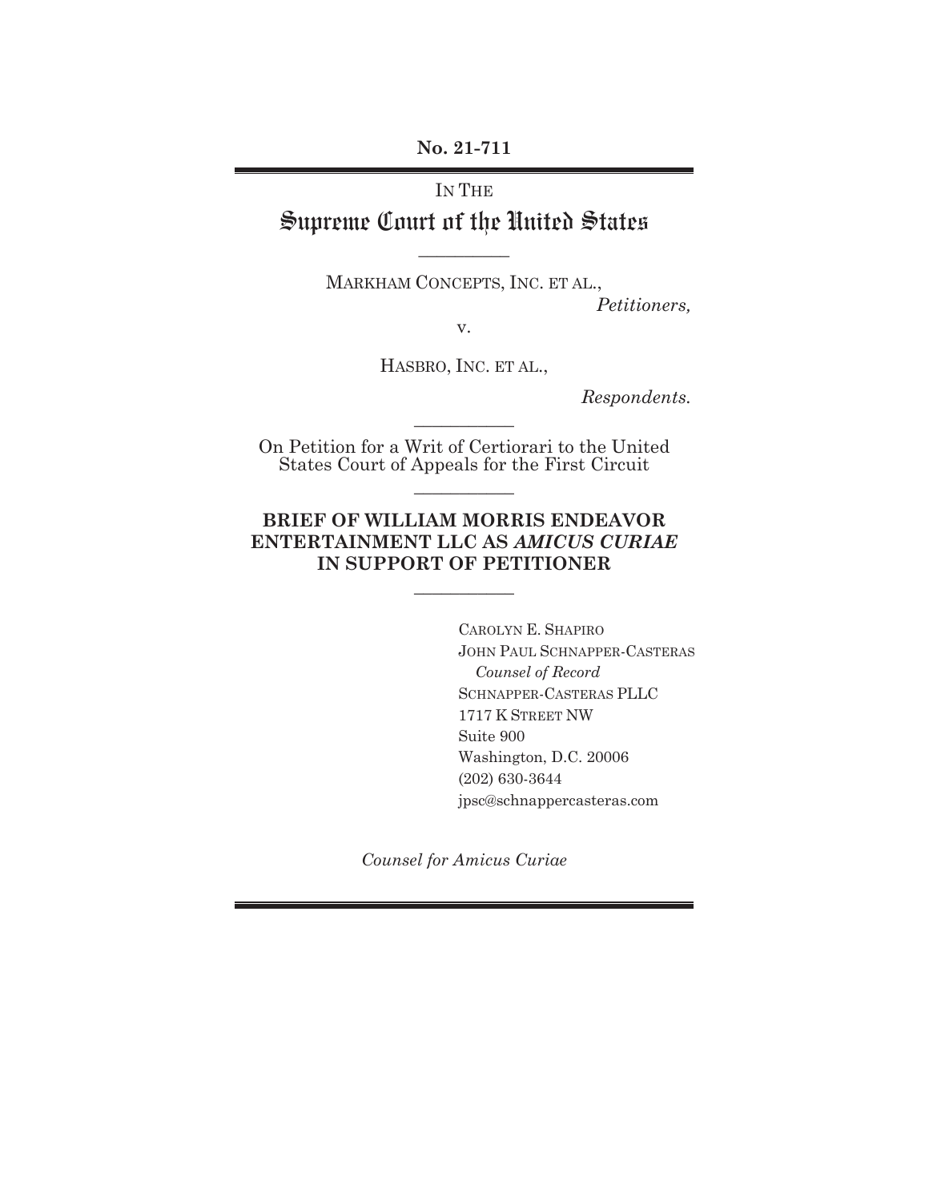**No. 21-711**

IN THE

# Supreme Court of the United States

---

MARKHAM CONCEPTS, INC. ET AL.,

*Petitioners,*

v.

HASBRO, INC. ET AL.,

*Respondents.*

---

On Petition for a Writ of Certiorari to the United States Court of Appeals for the First Circuit

---

**BRIEF OF WILLIAM MORRIS ENDEAVOR ENTERTAINMENT LLC AS *AMICUS CURIAE* IN SUPPORT OF PETITIONER**

---

CAROLYN E. SHAPIRO
JOHN PAUL SCHNAPPER-CASTERAS
*Counsel of Record*
SCHNAPPER-CASTERAS PLLC
1717 K STREET NW
Suite 900
Washington, D.C. 20006
(202) 630-3644
jpsc@schnappercasteras.com

*Counsel for Amicus Curiae*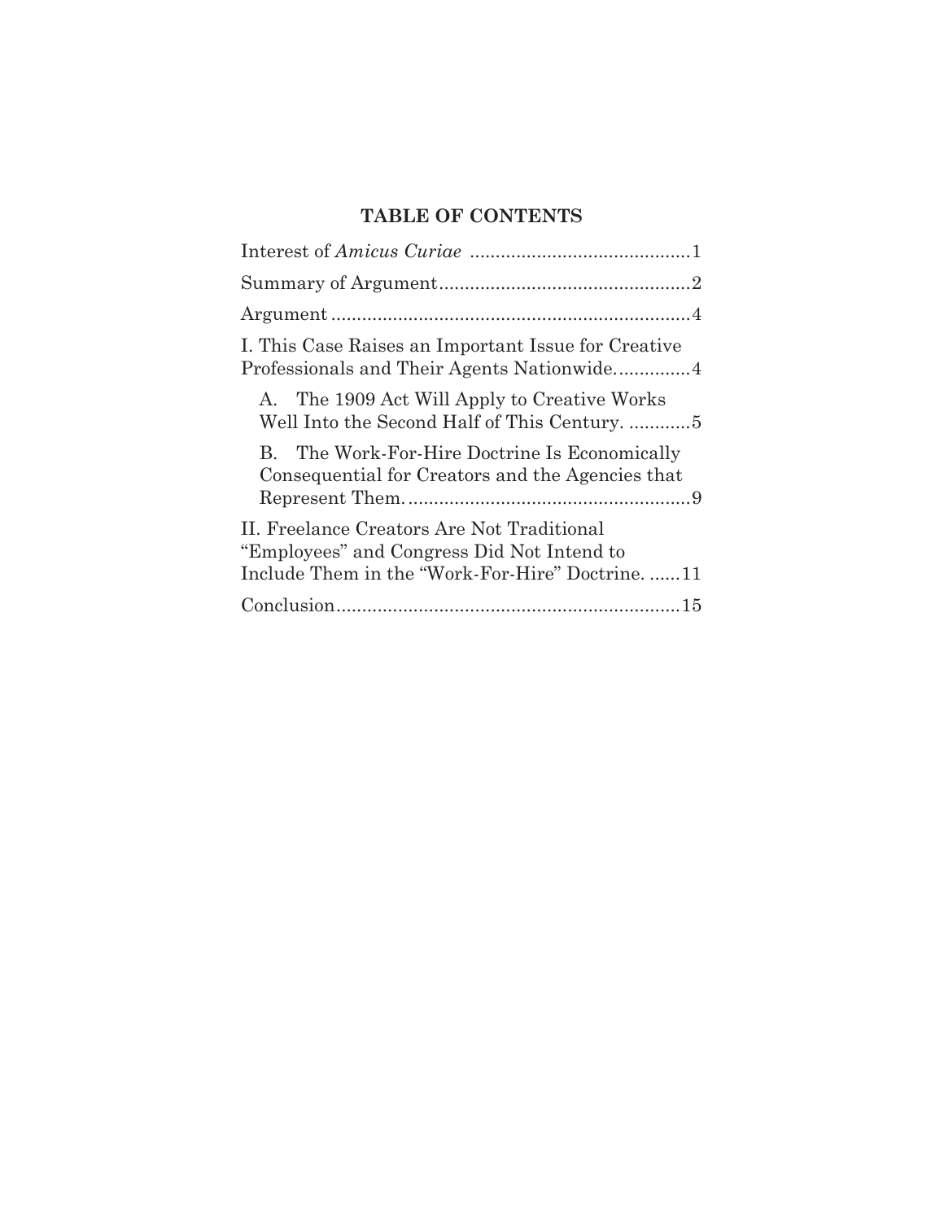## TABLE OF CONTENTS

| | |
|---|---|
| Interest of *Amicus Curiae* | 1 |
| Summary of Argument | 2 |
| Argument | 4 |
| I. This Case Raises an Important Issue for Creative Professionals and Their Agents Nationwide. | 4 |
| A. The 1909 Act Will Apply to Creative Works Well Into the Second Half of This Century. | 5 |
| B. The Work-For-Hire Doctrine Is Economically Consequential for Creators and the Agencies that Represent Them. | 9 |
| II. Freelance Creators Are Not Traditional "Employees" and Congress Did Not Intend to Include Them in the "Work-For-Hire" Doctrine. | 11 |
| Conclusion | 15 |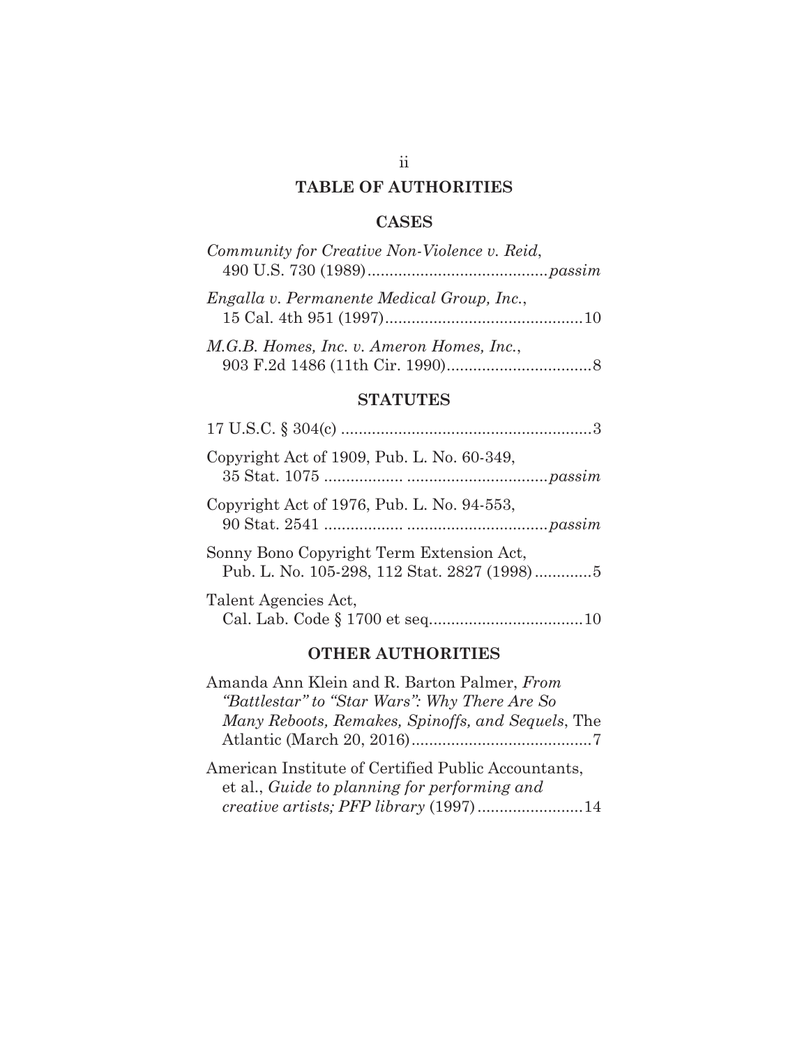## TABLE OF AUTHORITIES

### CASES

*Community for Creative Non-Violence v. Reid*, 490 U.S. 730 (1989).........................................*passim*

*Engalla v. Permanente Medical Group, Inc.*, 15 Cal. 4th 951 (1997).............................................10

*M.G.B. Homes, Inc. v. Ameron Homes, Inc.*, 903 F.2d 1486 (11th Cir. 1990).................................8

### STATUTES

17 U.S.C. § 304(c) .........................................................3

Copyright Act of 1909, Pub. L. No. 60-349, 35 Stat. 1075 .................. ................................*passim*

Copyright Act of 1976, Pub. L. No. 94-553, 90 Stat. 2541 .................. ................................*passim*

Sonny Bono Copyright Term Extension Act, Pub. L. No. 105-298, 112 Stat. 2827 (1998).............5

Talent Agencies Act, Cal. Lab. Code § 1700 et seq..................................10

### OTHER AUTHORITIES

Amanda Ann Klein and R. Barton Palmer, *From "Battlestar" to "Star Wars": Why There Are So Many Reboots, Remakes, Spinoffs, and Sequels*, The Atlantic (March 20, 2016).........................................7

American Institute of Certified Public Accountants, et al., *Guide to planning for performing and creative artists; PFP library* (1997)........................14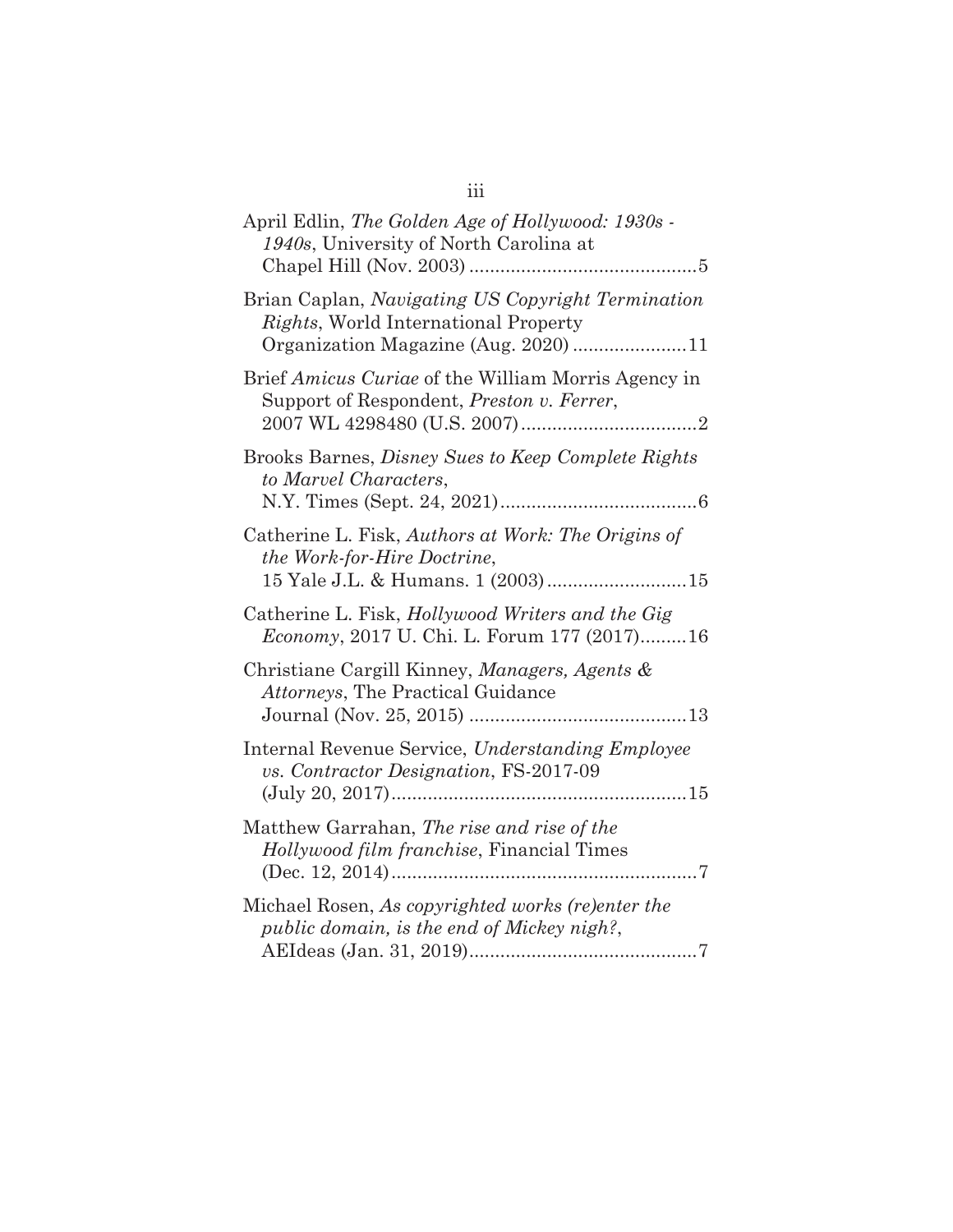April Edlin, *The Golden Age of Hollywood: 1930s - 1940s*, University of North Carolina at Chapel Hill (Nov. 2003) ........................................... 5

Brian Caplan, *Navigating US Copyright Termination Rights*, World International Property Organization Magazine (Aug. 2020) ...................... 11

Brief *Amicus Curiae* of the William Morris Agency in Support of Respondent, *Preston v. Ferrer*, 2007 WL 4298480 (U.S. 2007) .................................. 2

Brooks Barnes, *Disney Sues to Keep Complete Rights to Marvel Characters*, N.Y. Times (Sept. 24, 2021) ...................................... 6

Catherine L. Fisk, *Authors at Work: The Origins of the Work-for-Hire Doctrine*, 15 Yale J.L. & Humans. 1 (2003) .......................... 15

Catherine L. Fisk, *Hollywood Writers and the Gig Economy*, 2017 U. Chi. L. Forum 177 (2017) ......... 16

Christiane Cargill Kinney, *Managers, Agents & Attorneys*, The Practical Guidance Journal (Nov. 25, 2015) .......................................... 13

Internal Revenue Service, *Understanding Employee vs. Contractor Designation*, FS-2017-09 (July 20, 2017) ........................................................ 15

Matthew Garrahan, *The rise and rise of the Hollywood film franchise*, Financial Times (Dec. 12, 2014) ........................................................... 7

Michael Rosen, *As copyrighted works (re)enter the public domain, is the end of Mickey nigh?*, AEIdeas (Jan. 31, 2019) ............................................ 7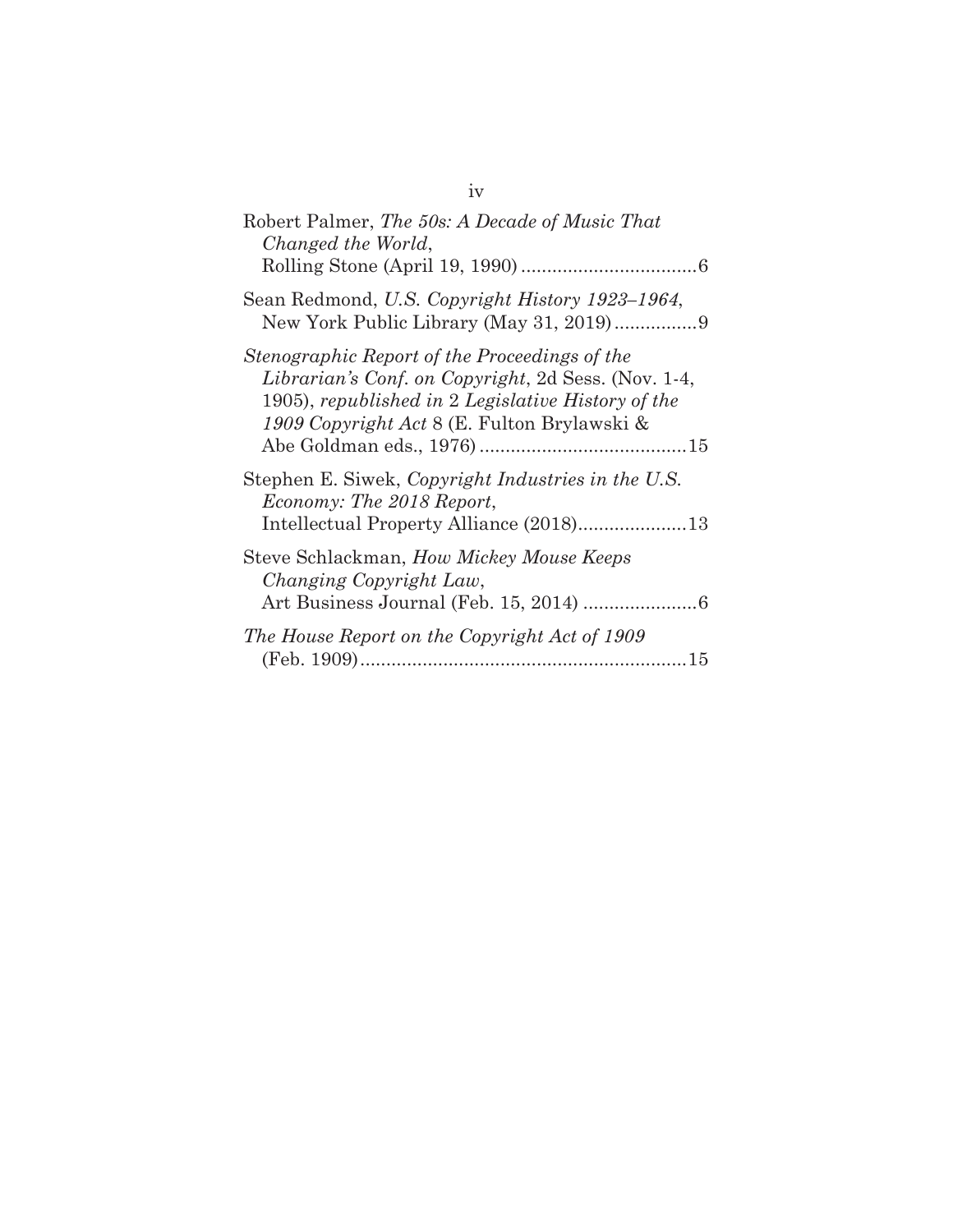Robert Palmer, *The 50s: A Decade of Music That Changed the World*, Rolling Stone (April 19, 1990) .................................. 6

Sean Redmond, *U.S. Copyright History 1923–1964*, New York Public Library (May 31, 2019) ................ 9

*Stenographic Report of the Proceedings of the Librarian's Conf. on Copyright*, 2d Sess. (Nov. 1-4, 1905), *republished in* 2 *Legislative History of the 1909 Copyright Act* 8 (E. Fulton Brylawski & Abe Goldman eds., 1976) ........................................ 15

Stephen E. Siwek, *Copyright Industries in the U.S. Economy: The 2018 Report*, Intellectual Property Alliance (2018)..................... 13

Steve Schlackman, *How Mickey Mouse Keeps Changing Copyright Law*, Art Business Journal (Feb. 15, 2014) ...................... 6

*The House Report on the Copyright Act of 1909* (Feb. 1909) ............................................................... 15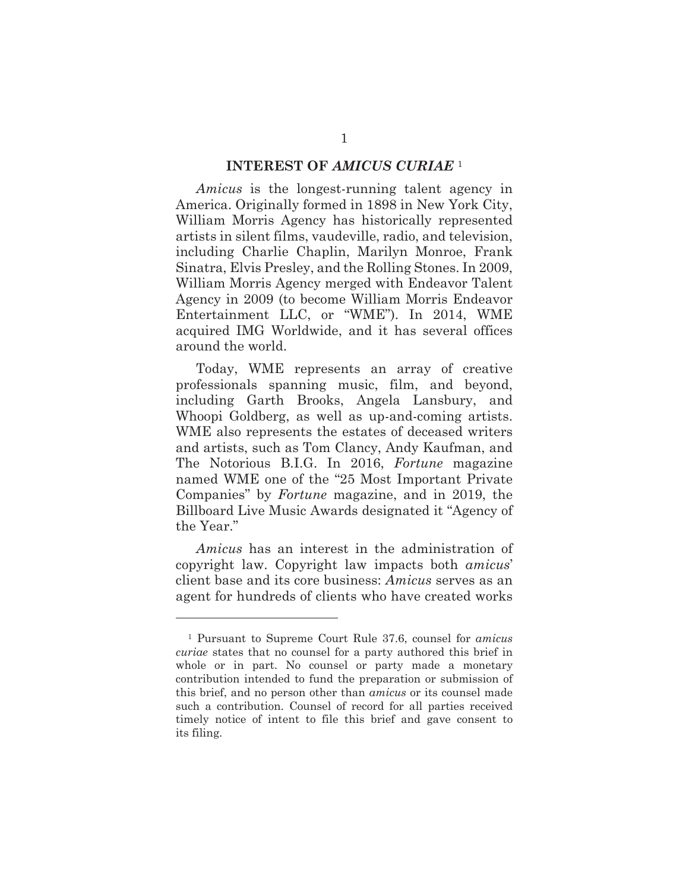## INTEREST OF *AMICUS CURIAE* [1]

*Amicus* is the longest-running talent agency in America. Originally formed in 1898 in New York City, William Morris Agency has historically represented artists in silent films, vaudeville, radio, and television, including Charlie Chaplin, Marilyn Monroe, Frank Sinatra, Elvis Presley, and the Rolling Stones. In 2009, William Morris Agency merged with Endeavor Talent Agency in 2009 (to become William Morris Endeavor Entertainment LLC, or "WME"). In 2014, WME acquired IMG Worldwide, and it has several offices around the world.

Today, WME represents an array of creative professionals spanning music, film, and beyond, including Garth Brooks, Angela Lansbury, and Whoopi Goldberg, as well as up-and-coming artists. WME also represents the estates of deceased writers and artists, such as Tom Clancy, Andy Kaufman, and The Notorious B.I.G. In 2016, *Fortune* magazine named WME one of the "25 Most Important Private Companies" by *Fortune* magazine, and in 2019, the Billboard Live Music Awards designated it "Agency of the Year."

*Amicus* has an interest in the administration of copyright law. Copyright law impacts both *amicus*' client base and its core business: *Amicus* serves as an agent for hundreds of clients who have created works

---

[1] Pursuant to Supreme Court Rule 37.6, counsel for *amicus curiae* states that no counsel for a party authored this brief in whole or in part. No counsel or party made a monetary contribution intended to fund the preparation or submission of this brief, and no person other than *amicus* or its counsel made such a contribution. Counsel of record for all parties received timely notice of intent to file this brief and gave consent to its filing.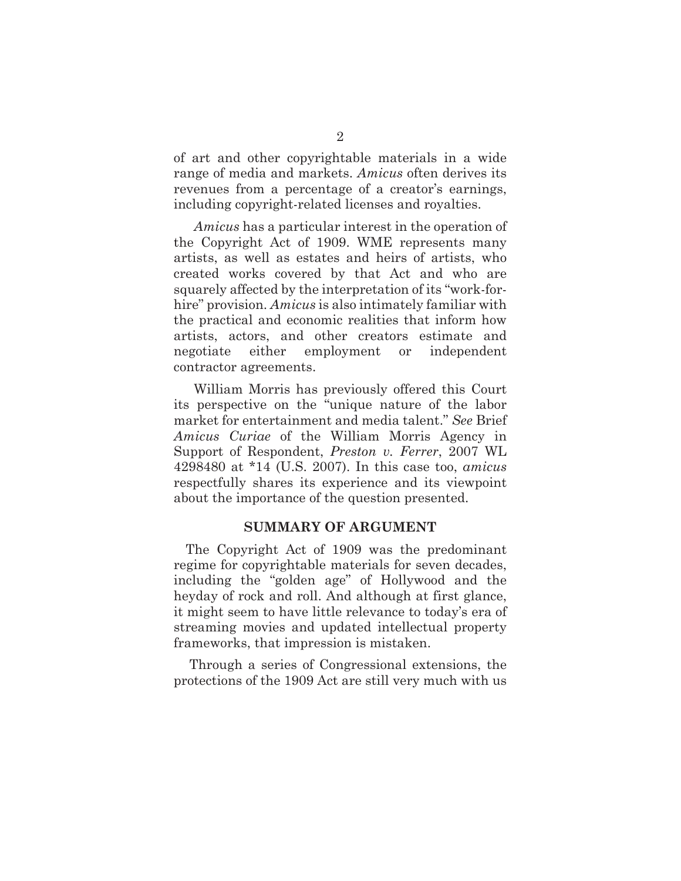of art and other copyrightable materials in a wide range of media and markets. *Amicus* often derives its revenues from a percentage of a creator's earnings, including copyright-related licenses and royalties.

*Amicus* has a particular interest in the operation of the Copyright Act of 1909. WME represents many artists, as well as estates and heirs of artists, who created works covered by that Act and who are squarely affected by the interpretation of its "work-for-hire" provision. *Amicus* is also intimately familiar with the practical and economic realities that inform how artists, actors, and other creators estimate and negotiate either employment or independent contractor agreements.

William Morris has previously offered this Court its perspective on the "unique nature of the labor market for entertainment and media talent." *See* Brief *Amicus Curiae* of the William Morris Agency in Support of Respondent, *Preston v. Ferrer*, 2007 WL 4298480 at *14 (U.S. 2007). In this case too, *amicus* respectfully shares its experience and its viewpoint about the importance of the question presented.

## SUMMARY OF ARGUMENT

The Copyright Act of 1909 was the predominant regime for copyrightable materials for seven decades, including the "golden age" of Hollywood and the heyday of rock and roll. And although at first glance, it might seem to have little relevance to today's era of streaming movies and updated intellectual property frameworks, that impression is mistaken.

Through a series of Congressional extensions, the protections of the 1909 Act are still very much with us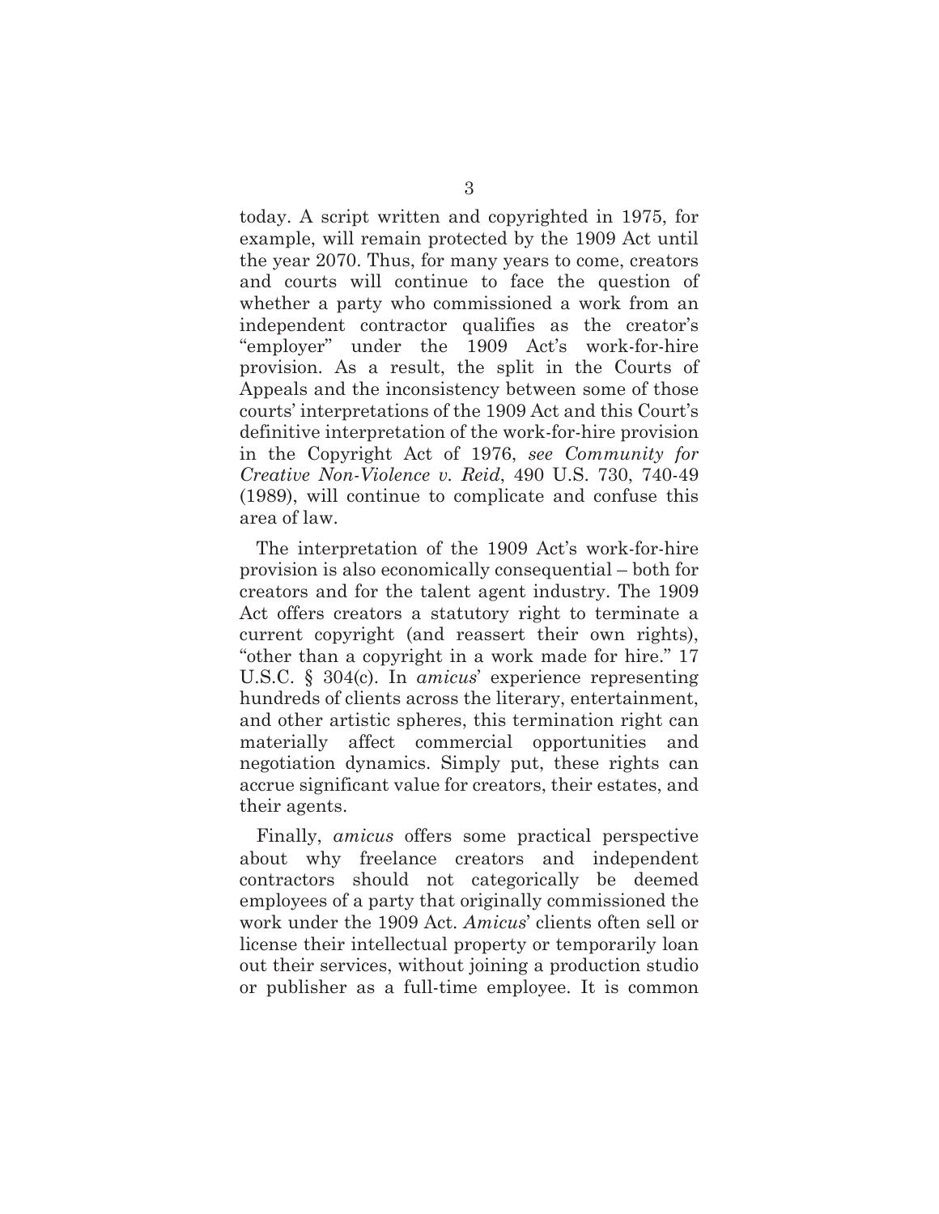today. A script written and copyrighted in 1975, for example, will remain protected by the 1909 Act until the year 2070. Thus, for many years to come, creators and courts will continue to face the question of whether a party who commissioned a work from an independent contractor qualifies as the creator's "employer" under the 1909 Act's work-for-hire provision. As a result, the split in the Courts of Appeals and the inconsistency between some of those courts' interpretations of the 1909 Act and this Court's definitive interpretation of the work-for-hire provision in the Copyright Act of 1976, *see Community for Creative Non-Violence v. Reid*, 490 U.S. 730, 740-49 (1989), will continue to complicate and confuse this area of law.

The interpretation of the 1909 Act's work-for-hire provision is also economically consequential – both for creators and for the talent agent industry. The 1909 Act offers creators a statutory right to terminate a current copyright (and reassert their own rights), "other than a copyright in a work made for hire." 17 U.S.C. § 304(c). In *amicus*' experience representing hundreds of clients across the literary, entertainment, and other artistic spheres, this termination right can materially affect commercial opportunities and negotiation dynamics. Simply put, these rights can accrue significant value for creators, their estates, and their agents.

Finally, *amicus* offers some practical perspective about why freelance creators and independent contractors should not categorically be deemed employees of a party that originally commissioned the work under the 1909 Act. *Amicus*' clients often sell or license their intellectual property or temporarily loan out their services, without joining a production studio or publisher as a full-time employee. It is common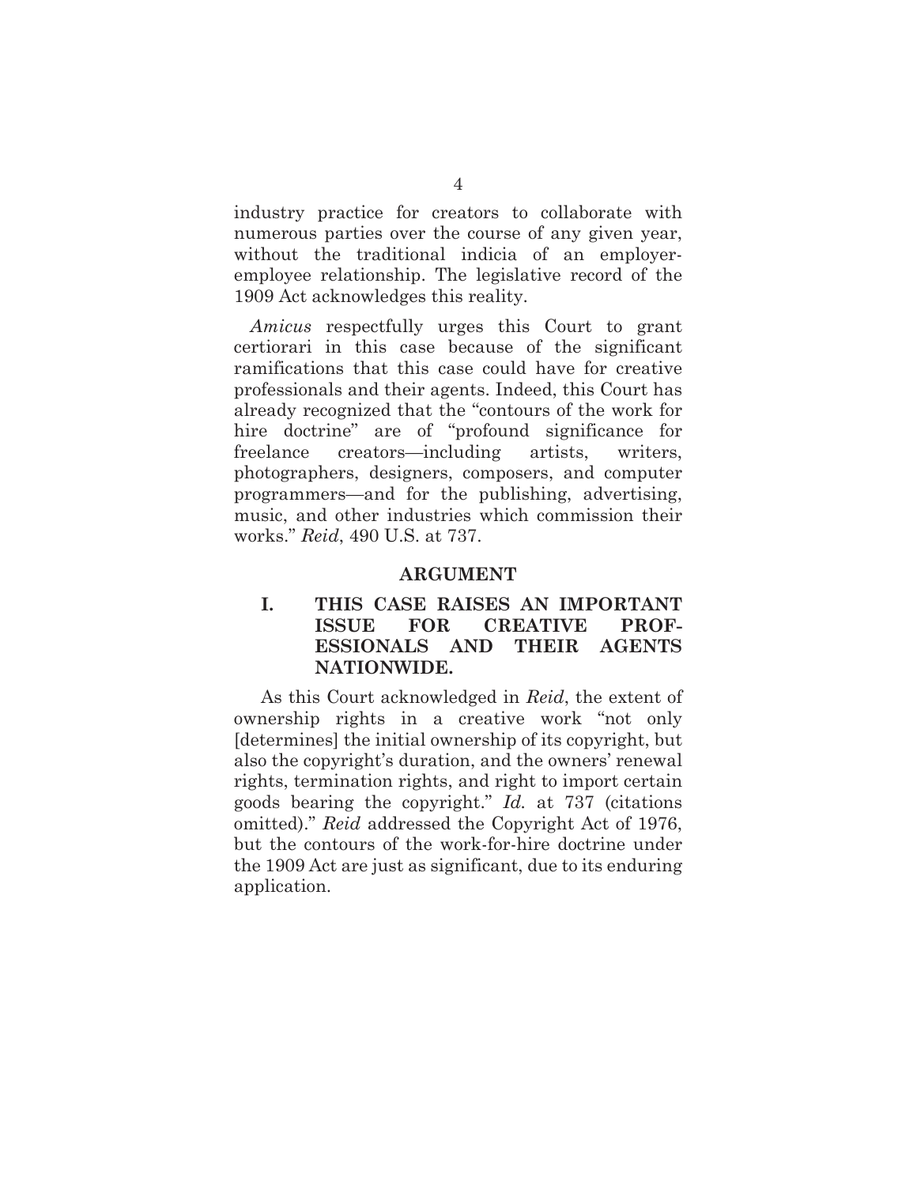industry practice for creators to collaborate with numerous parties over the course of any given year, without the traditional indicia of an employer-employee relationship. The legislative record of the 1909 Act acknowledges this reality.

*Amicus* respectfully urges this Court to grant certiorari in this case because of the significant ramifications that this case could have for creative professionals and their agents. Indeed, this Court has already recognized that the "contours of the work for hire doctrine" are of "profound significance for freelance creators—including artists, writers, photographers, designers, composers, and computer programmers—and for the publishing, advertising, music, and other industries which commission their works." *Reid*, 490 U.S. at 737.

## ARGUMENT

### I. THIS CASE RAISES AN IMPORTANT ISSUE FOR CREATIVE PROFESSIONALS AND THEIR AGENTS NATIONWIDE.

As this Court acknowledged in *Reid*, the extent of ownership rights in a creative work "not only [determines] the initial ownership of its copyright, but also the copyright's duration, and the owners' renewal rights, termination rights, and right to import certain goods bearing the copyright." *Id.* at 737 (citations omitted)." *Reid* addressed the Copyright Act of 1976, but the contours of the work-for-hire doctrine under the 1909 Act are just as significant, due to its enduring application.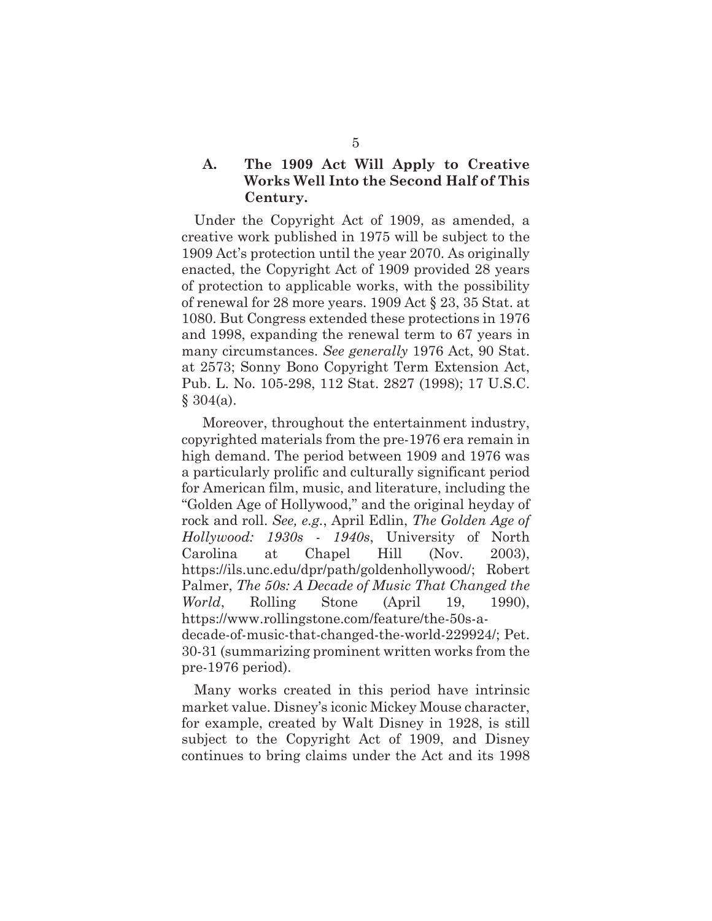### A. The 1909 Act Will Apply to Creative Works Well Into the Second Half of This Century.

Under the Copyright Act of 1909, as amended, a creative work published in 1975 will be subject to the 1909 Act's protection until the year 2070. As originally enacted, the Copyright Act of 1909 provided 28 years of protection to applicable works, with the possibility of renewal for 28 more years. 1909 Act § 23, 35 Stat. at 1080. But Congress extended these protections in 1976 and 1998, expanding the renewal term to 67 years in many circumstances. *See generally* 1976 Act, 90 Stat. at 2573; Sonny Bono Copyright Term Extension Act, Pub. L. No. 105-298, 112 Stat. 2827 (1998); 17 U.S.C. § 304(a).

Moreover, throughout the entertainment industry, copyrighted materials from the pre-1976 era remain in high demand. The period between 1909 and 1976 was a particularly prolific and culturally significant period for American film, music, and literature, including the "Golden Age of Hollywood," and the original heyday of rock and roll. *See, e.g.*, April Edlin, *The Golden Age of Hollywood: 1930s - 1940s*, University of North Carolina at Chapel Hill (Nov. 2003), https://ils.unc.edu/dpr/path/goldenhollywood/; Robert Palmer, *The 50s: A Decade of Music That Changed the World*, Rolling Stone (April 19, 1990), https://www.rollingstone.com/feature/the-50s-a-decade-of-music-that-changed-the-world-229924/; Pet. 30-31 (summarizing prominent written works from the pre-1976 period).

Many works created in this period have intrinsic market value. Disney's iconic Mickey Mouse character, for example, created by Walt Disney in 1928, is still subject to the Copyright Act of 1909, and Disney continues to bring claims under the Act and its 1998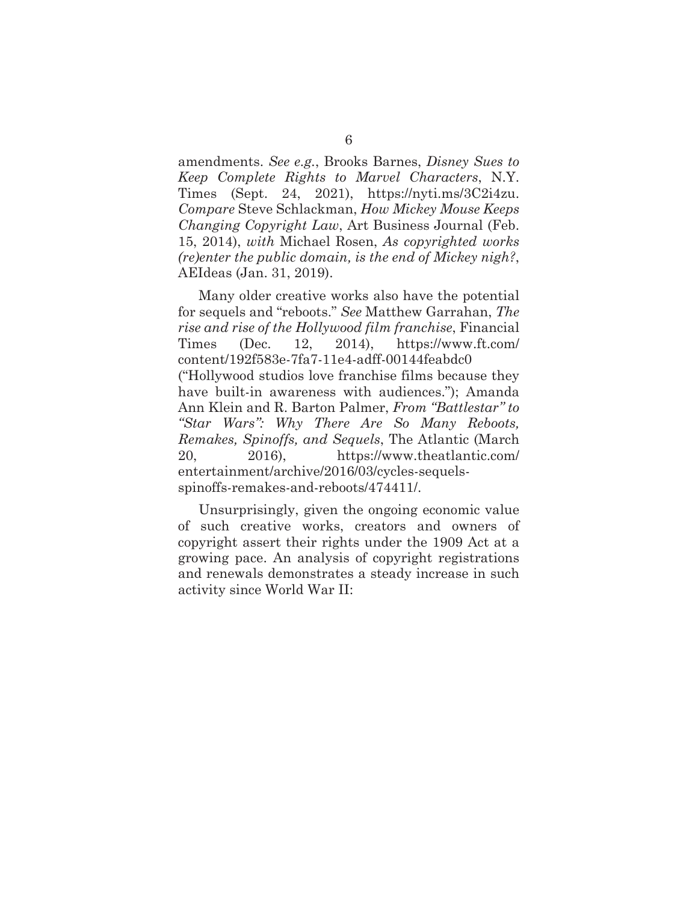amendments. *See e.g.*, Brooks Barnes, *Disney Sues to Keep Complete Rights to Marvel Characters*, N.Y. Times (Sept. 24, 2021), https://nyti.ms/3C2i4zu. *Compare* Steve Schlackman, *How Mickey Mouse Keeps Changing Copyright Law*, Art Business Journal (Feb. 15, 2014), *with* Michael Rosen, *As copyrighted works (re)enter the public domain, is the end of Mickey nigh?*, AEIdeas (Jan. 31, 2019).

Many older creative works also have the potential for sequels and "reboots." *See* Matthew Garrahan, *The rise and rise of the Hollywood film franchise*, Financial Times (Dec. 12, 2014), https://www.ft.com/content/192f583e-7fa7-11e4-adff-00144feabdc0 ("Hollywood studios love franchise films because they have built-in awareness with audiences."); Amanda Ann Klein and R. Barton Palmer, *From "Battlestar" to "Star Wars": Why There Are So Many Reboots, Remakes, Spinoffs, and Sequels*, The Atlantic (March 20, 2016), https://www.theatlantic.com/entertainment/archive/2016/03/cycles-sequels-spinoffs-remakes-and-reboots/474411/.

Unsurprisingly, given the ongoing economic value of such creative works, creators and owners of copyright assert their rights under the 1909 Act at a growing pace. An analysis of copyright registrations and renewals demonstrates a steady increase in such activity since World War II: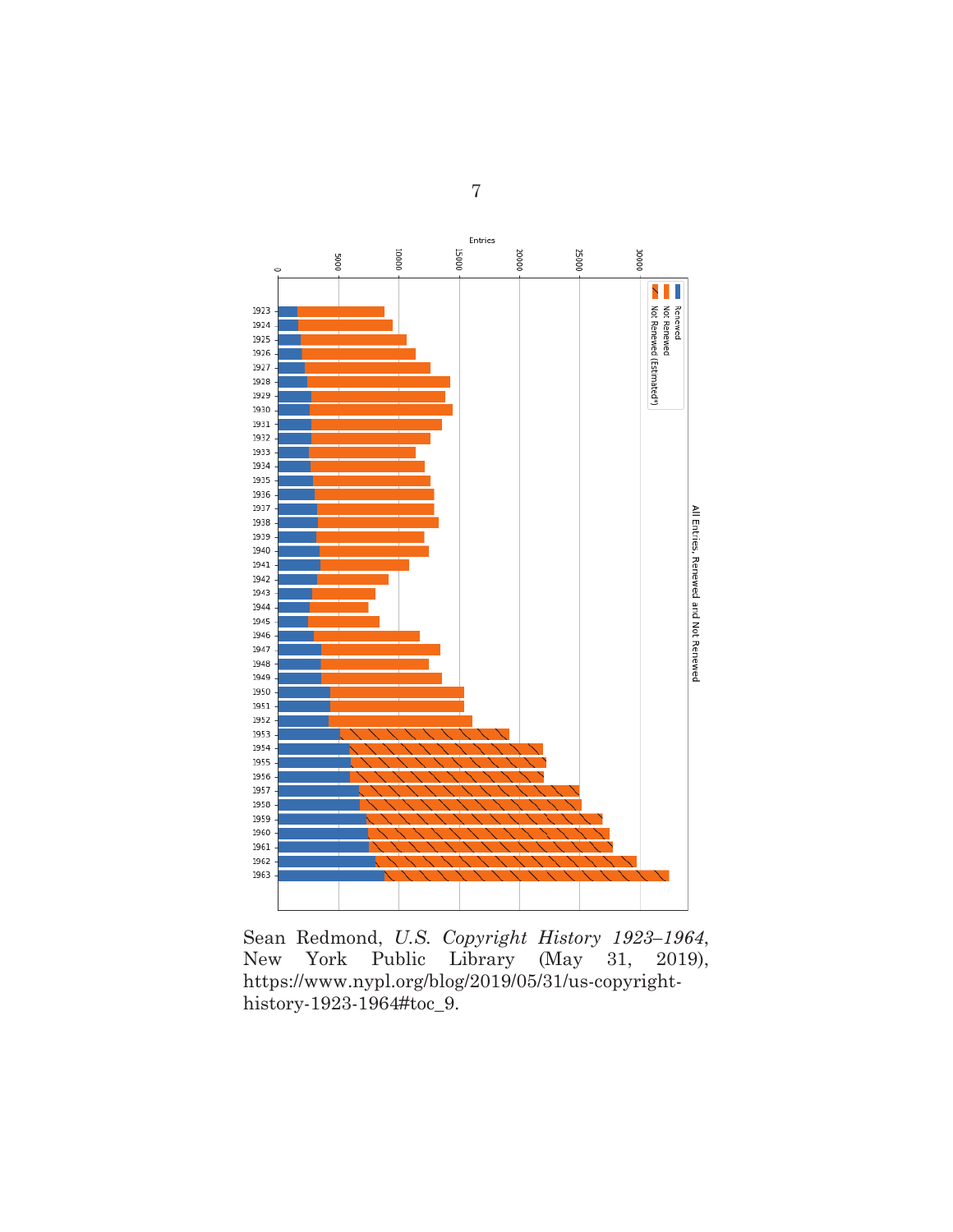Sean Redmond, *U.S. Copyright History 1923–1964*, New York Public Library (May 31, 2019), https://www.nypl.org/blog/2019/05/31/us-copyright-history-1923-1964#toc_9.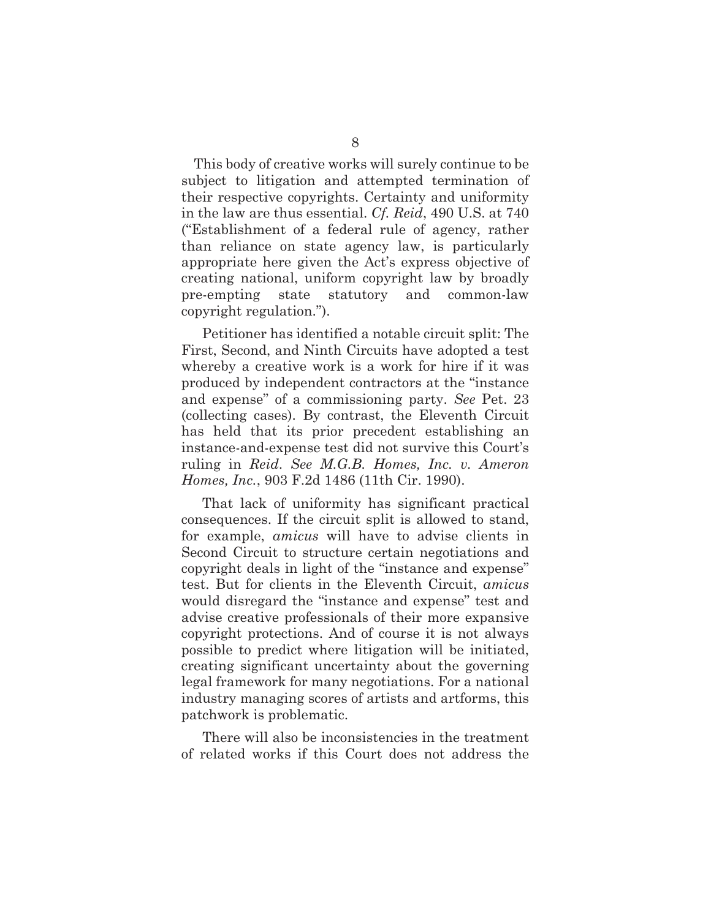This body of creative works will surely continue to be subject to litigation and attempted termination of their respective copyrights. Certainty and uniformity in the law are thus essential. *Cf. Reid*, 490 U.S. at 740 ("Establishment of a federal rule of agency, rather than reliance on state agency law, is particularly appropriate here given the Act's express objective of creating national, uniform copyright law by broadly pre-empting state statutory and common-law copyright regulation.").

Petitioner has identified a notable circuit split: The First, Second, and Ninth Circuits have adopted a test whereby a creative work is a work for hire if it was produced by independent contractors at the "instance and expense" of a commissioning party. *See* Pet. 23 (collecting cases). By contrast, the Eleventh Circuit has held that its prior precedent establishing an instance-and-expense test did not survive this Court's ruling in *Reid*. *See M.G.B. Homes, Inc. v. Ameron Homes, Inc.*, 903 F.2d 1486 (11th Cir. 1990).

That lack of uniformity has significant practical consequences. If the circuit split is allowed to stand, for example, *amicus* will have to advise clients in Second Circuit to structure certain negotiations and copyright deals in light of the "instance and expense" test. But for clients in the Eleventh Circuit, *amicus* would disregard the "instance and expense" test and advise creative professionals of their more expansive copyright protections. And of course it is not always possible to predict where litigation will be initiated, creating significant uncertainty about the governing legal framework for many negotiations. For a national industry managing scores of artists and artforms, this patchwork is problematic.

There will also be inconsistencies in the treatment of related works if this Court does not address the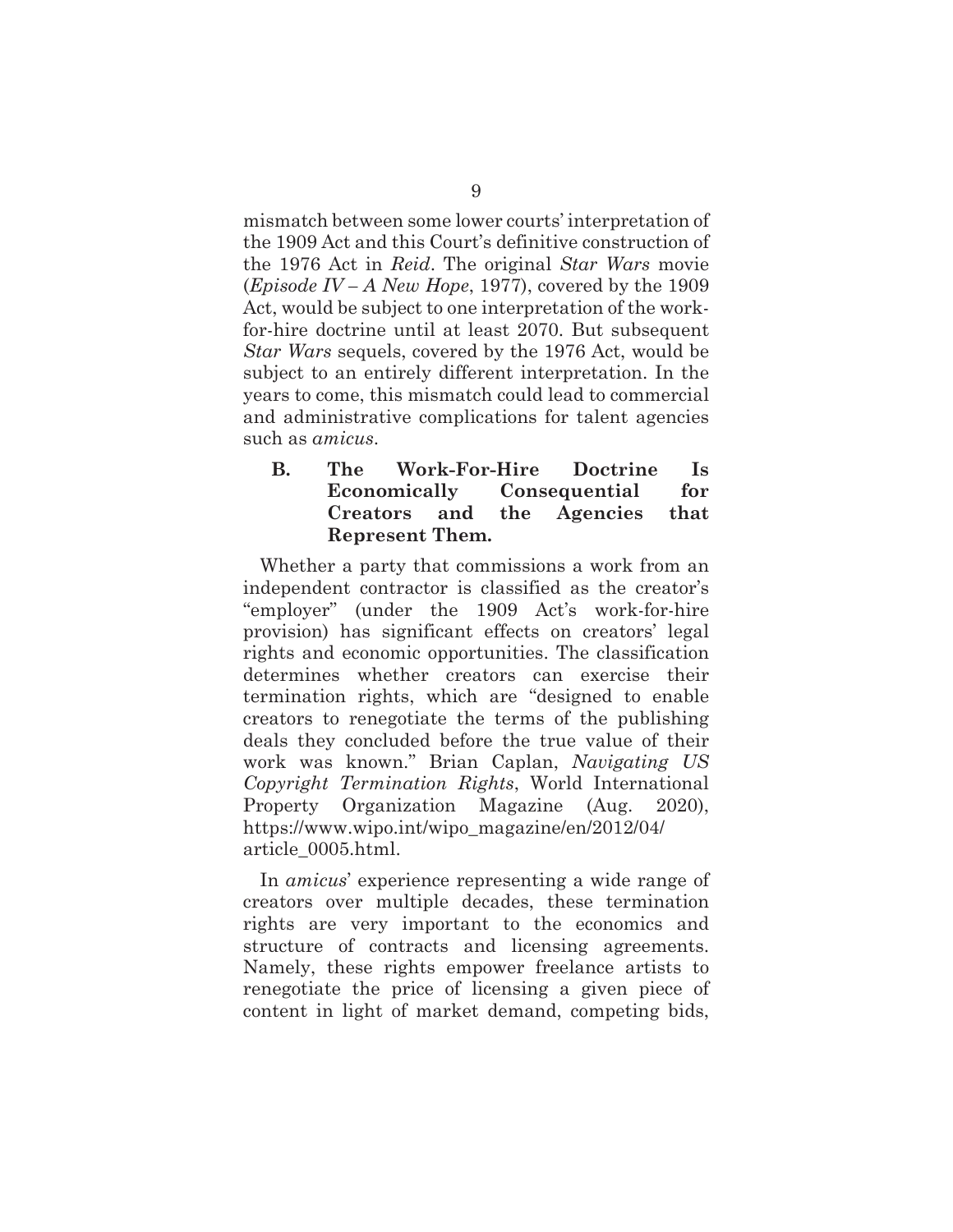mismatch between some lower courts' interpretation of the 1909 Act and this Court's definitive construction of the 1976 Act in *Reid*. The original *Star Wars* movie (*Episode IV – A New Hope*, 1977), covered by the 1909 Act, would be subject to one interpretation of the work-for-hire doctrine until at least 2070. But subsequent *Star Wars* sequels, covered by the 1976 Act, would be subject to an entirely different interpretation. In the years to come, this mismatch could lead to commercial and administrative complications for talent agencies such as *amicus*.

### B. The Work-For-Hire Doctrine Is Economically Consequential for Creators and the Agencies that Represent Them.

Whether a party that commissions a work from an independent contractor is classified as the creator's "employer" (under the 1909 Act's work-for-hire provision) has significant effects on creators' legal rights and economic opportunities. The classification determines whether creators can exercise their termination rights, which are "designed to enable creators to renegotiate the terms of the publishing deals they concluded before the true value of their work was known." Brian Caplan, *Navigating US Copyright Termination Rights*, World International Property Organization Magazine (Aug. 2020), https://www.wipo.int/wipo_magazine/en/2012/04/article_0005.html.

In *amicus*' experience representing a wide range of creators over multiple decades, these termination rights are very important to the economics and structure of contracts and licensing agreements. Namely, these rights empower freelance artists to renegotiate the price of licensing a given piece of content in light of market demand, competing bids,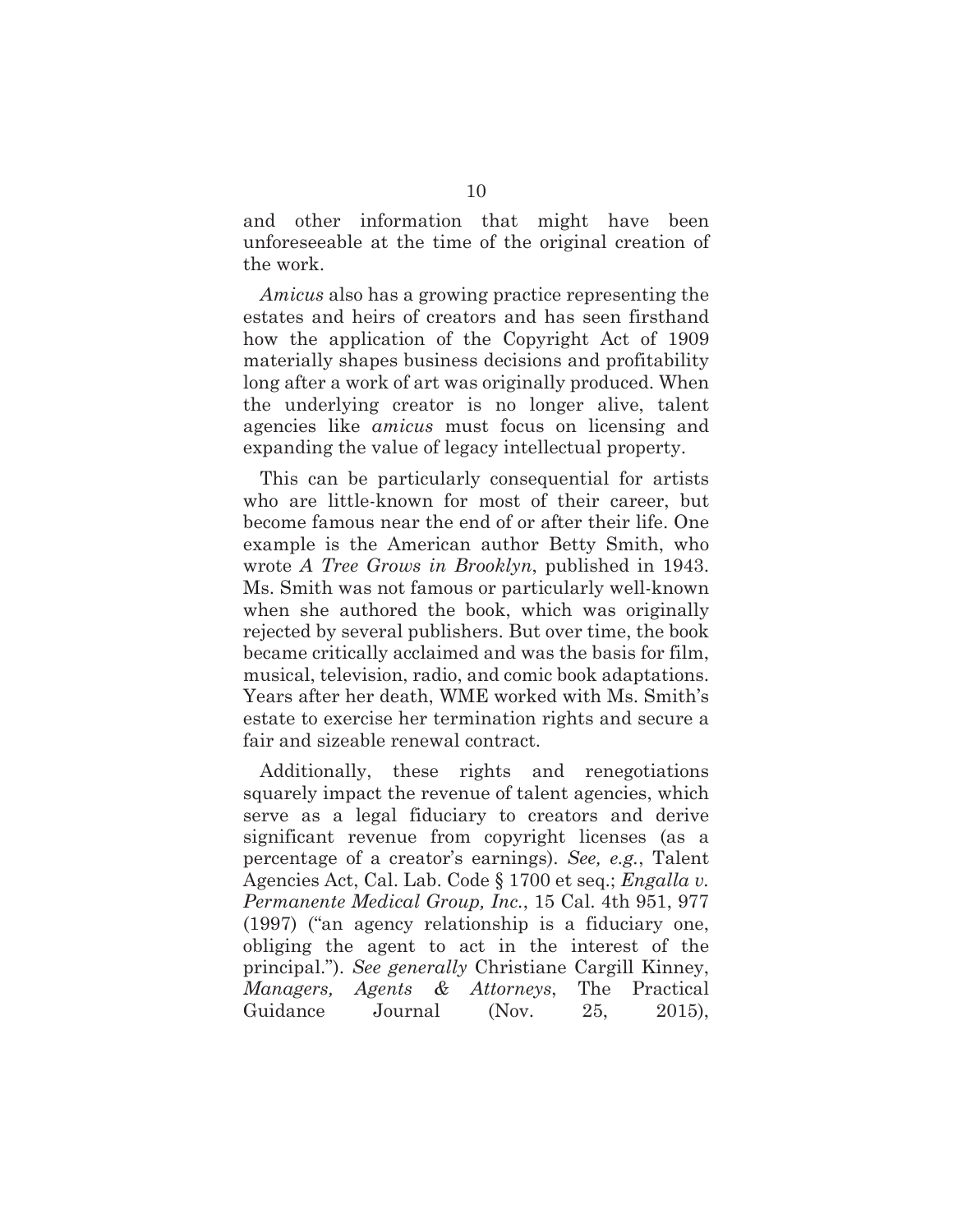and other information that might have been unforeseeable at the time of the original creation of the work.

*Amicus* also has a growing practice representing the estates and heirs of creators and has seen firsthand how the application of the Copyright Act of 1909 materially shapes business decisions and profitability long after a work of art was originally produced. When the underlying creator is no longer alive, talent agencies like *amicus* must focus on licensing and expanding the value of legacy intellectual property.

This can be particularly consequential for artists who are little-known for most of their career, but become famous near the end of or after their life. One example is the American author Betty Smith, who wrote *A Tree Grows in Brooklyn*, published in 1943. Ms. Smith was not famous or particularly well-known when she authored the book, which was originally rejected by several publishers. But over time, the book became critically acclaimed and was the basis for film, musical, television, radio, and comic book adaptations. Years after her death, WME worked with Ms. Smith's estate to exercise her termination rights and secure a fair and sizeable renewal contract.

Additionally, these rights and renegotiations squarely impact the revenue of talent agencies, which serve as a legal fiduciary to creators and derive significant revenue from copyright licenses (as a percentage of a creator's earnings). *See, e.g.*, Talent Agencies Act, Cal. Lab. Code § 1700 et seq.; *Engalla v. Permanente Medical Group, Inc.*, 15 Cal. 4th 951, 977 (1997) ("an agency relationship is a fiduciary one, obliging the agent to act in the interest of the principal."). *See generally* Christiane Cargill Kinney, *Managers, Agents & Attorneys*, The Practical Guidance Journal (Nov. 25, 2015),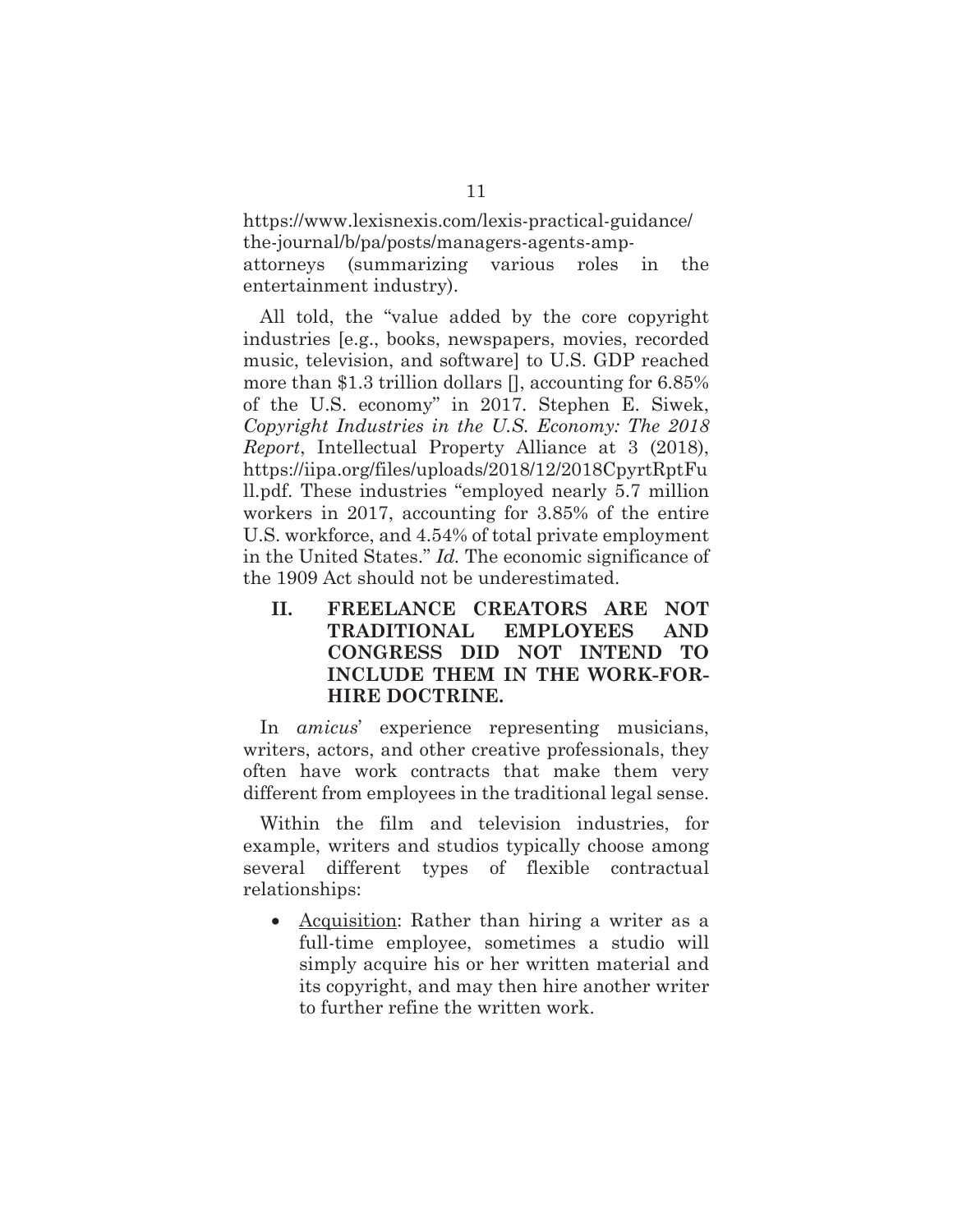https://www.lexisnexis.com/lexis-practical-guidance/the-journal/b/pa/posts/managers-agents-amp-attorneys (summarizing various roles in the entertainment industry).

All told, the "value added by the core copyright industries [e.g., books, newspapers, movies, recorded music, television, and software] to U.S. GDP reached more than $1.3 trillion dollars [], accounting for 6.85% of the U.S. economy" in 2017. Stephen E. Siwek, *Copyright Industries in the U.S. Economy: The 2018 Report*, Intellectual Property Alliance at 3 (2018), https://iipa.org/files/uploads/2018/12/2018CpyrtRptFull.pdf. These industries "employed nearly 5.7 million workers in 2017, accounting for 3.85% of the entire U.S. workforce, and 4.54% of total private employment in the United States." *Id.* The economic significance of the 1909 Act should not be underestimated.

## II. FREELANCE CREATORS ARE NOT TRADITIONAL EMPLOYEES AND CONGRESS DID NOT INTEND TO INCLUDE THEM IN THE WORK-FOR-HIRE DOCTRINE.

In *amicus*' experience representing musicians, writers, actors, and other creative professionals, they often have work contracts that make them very different from employees in the traditional legal sense.

Within the film and television industries, for example, writers and studios typically choose among several different types of flexible contractual relationships:

- <u>Acquisition</u>: Rather than hiring a writer as a full-time employee, sometimes a studio will simply acquire his or her written material and its copyright, and may then hire another writer to further refine the written work.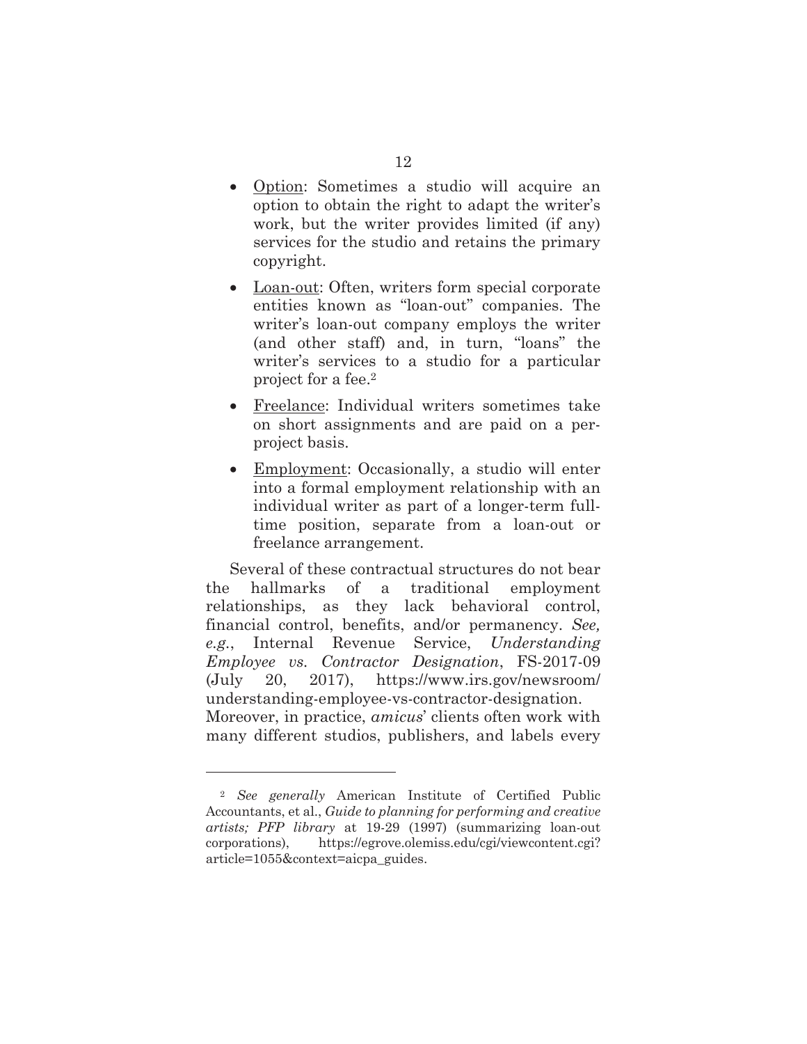- <u>Option</u>: Sometimes a studio will acquire an option to obtain the right to adapt the writer's work, but the writer provides limited (if any) services for the studio and retains the primary copyright.

- <u>Loan-out</u>: Often, writers form special corporate entities known as "loan-out" companies. The writer's loan-out company employs the writer (and other staff) and, in turn, "loans" the writer's services to a studio for a particular project for a fee.[2]

- <u>Freelance</u>: Individual writers sometimes take on short assignments and are paid on a per-project basis.

- <u>Employment</u>: Occasionally, a studio will enter into a formal employment relationship with an individual writer as part of a longer-term full-time position, separate from a loan-out or freelance arrangement.

Several of these contractual structures do not bear the hallmarks of a traditional employment relationships, as they lack behavioral control, financial control, benefits, and/or permanency. *See, e.g.*, Internal Revenue Service, *Understanding Employee vs. Contractor Designation*, FS-2017-09 (July 20, 2017), https://www.irs.gov/newsroom/understanding-employee-vs-contractor-designation. Moreover, in practice, *amicus*' clients often work with many different studios, publishers, and labels every

---

[2] *See generally* American Institute of Certified Public Accountants, et al., *Guide to planning for performing and creative artists; PFP library* at 19-29 (1997) (summarizing loan-out corporations), https://egrove.olemiss.edu/cgi/viewcontent.cgi?article=1055&context=aicpa_guides.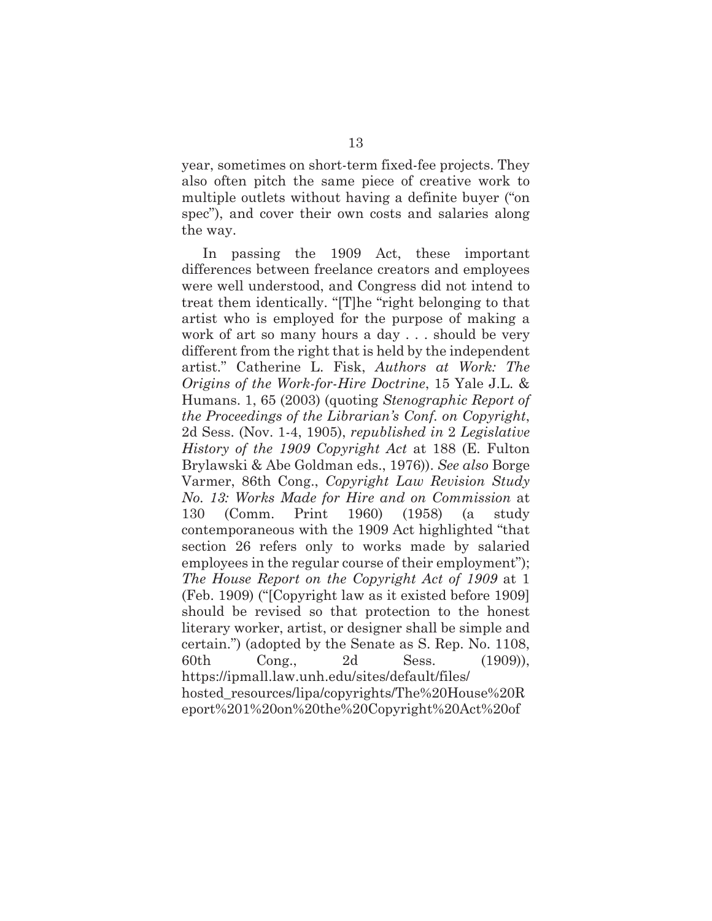year, sometimes on short-term fixed-fee projects. They also often pitch the same piece of creative work to multiple outlets without having a definite buyer ("on spec"), and cover their own costs and salaries along the way.

In passing the 1909 Act, these important differences between freelance creators and employees were well understood, and Congress did not intend to treat them identically. "[T]he "right belonging to that artist who is employed for the purpose of making a work of art so many hours a day . . . should be very different from the right that is held by the independent artist." Catherine L. Fisk, *Authors at Work: The Origins of the Work-for-Hire Doctrine*, 15 Yale J.L. & Humans. 1, 65 (2003) (quoting *Stenographic Report of the Proceedings of the Librarian's Conf. on Copyright*, 2d Sess. (Nov. 1-4, 1905), *republished in* 2 *Legislative History of the 1909 Copyright Act* at 188 (E. Fulton Brylawski & Abe Goldman eds., 1976)). *See also* Borge Varmer, 86th Cong., *Copyright Law Revision Study No. 13: Works Made for Hire and on Commission* at 130 (Comm. Print 1960) (1958) (a study contemporaneous with the 1909 Act highlighted "that section 26 refers only to works made by salaried employees in the regular course of their employment"); *The House Report on the Copyright Act of 1909* at 1 (Feb. 1909) ("[Copyright law as it existed before 1909] should be revised so that protection to the honest literary worker, artist, or designer shall be simple and certain.") (adopted by the Senate as S. Rep. No. 1108, 60th Cong., 2d Sess. (1909)), https://ipmall.law.unh.edu/sites/default/files/hosted_resources/lipa/copyrights/The%20House%20Report%201%20on%20the%20Copyright%20Act%20of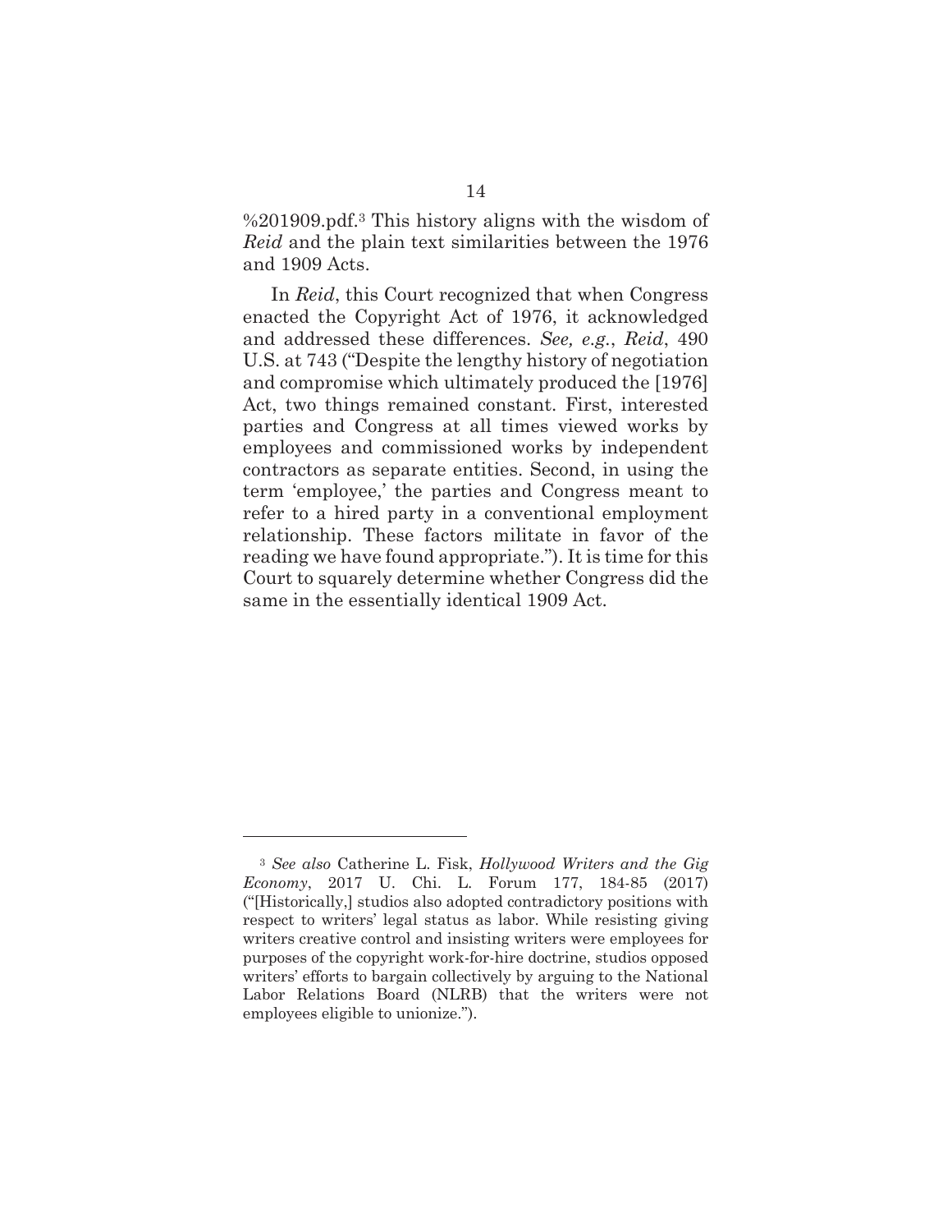%201909.pdf.[3] This history aligns with the wisdom of *Reid* and the plain text similarities between the 1976 and 1909 Acts.

In *Reid*, this Court recognized that when Congress enacted the Copyright Act of 1976, it acknowledged and addressed these differences. *See, e.g.*, *Reid*, 490 U.S. at 743 ("Despite the lengthy history of negotiation and compromise which ultimately produced the [1976] Act, two things remained constant. First, interested parties and Congress at all times viewed works by employees and commissioned works by independent contractors as separate entities. Second, in using the term 'employee,' the parties and Congress meant to refer to a hired party in a conventional employment relationship. These factors militate in favor of the reading we have found appropriate."). It is time for this Court to squarely determine whether Congress did the same in the essentially identical 1909 Act.

---

[3] *See also* Catherine L. Fisk, *Hollywood Writers and the Gig Economy*, 2017 U. Chi. L. Forum 177, 184-85 (2017) ("[Historically,] studios also adopted contradictory positions with respect to writers' legal status as labor. While resisting giving writers creative control and insisting writers were employees for purposes of the copyright work-for-hire doctrine, studios opposed writers' efforts to bargain collectively by arguing to the National Labor Relations Board (NLRB) that the writers were not employees eligible to unionize.").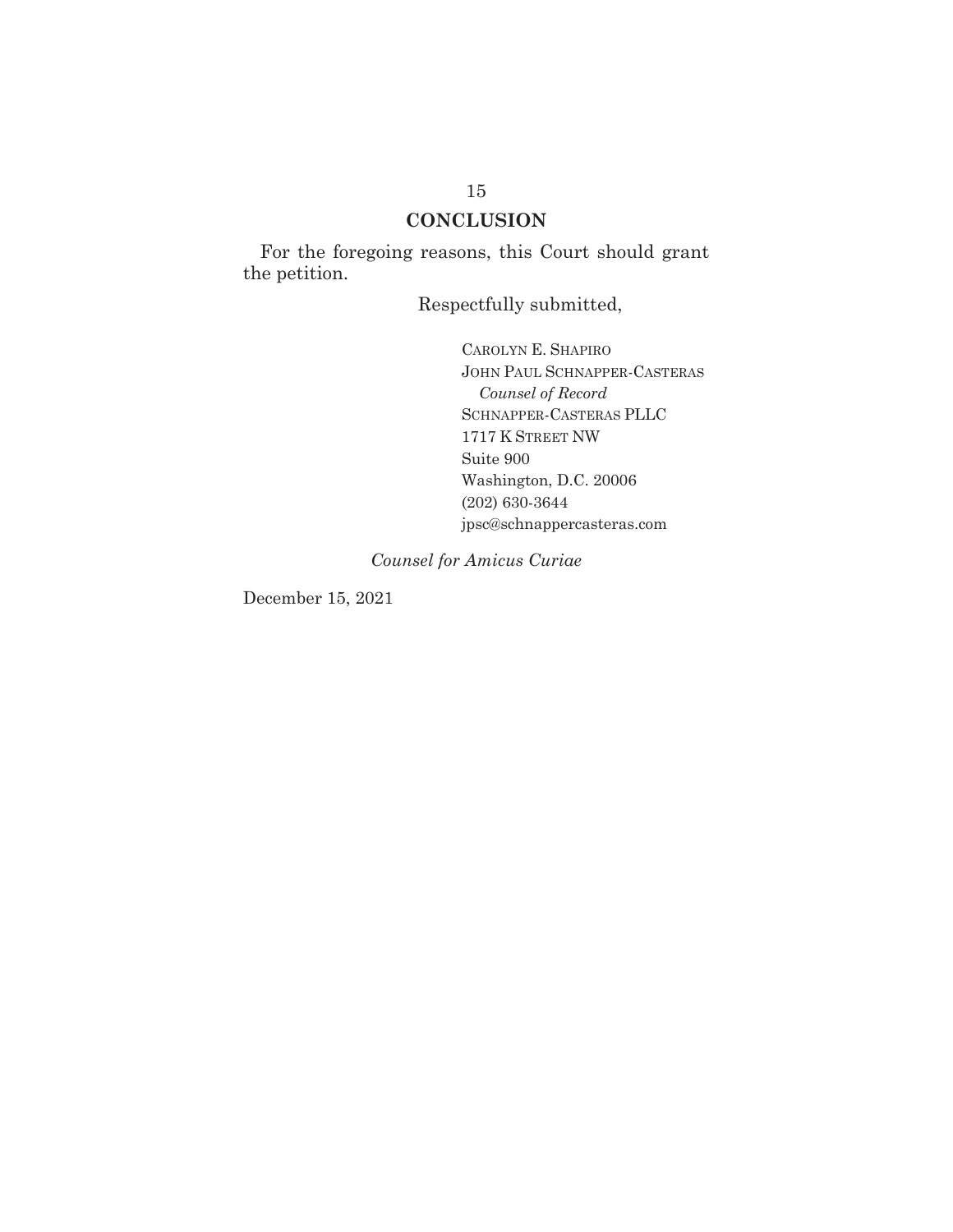## CONCLUSION

For the foregoing reasons, this Court should grant the petition.

Respectfully submitted,

CAROLYN E. SHAPIRO
JOHN PAUL SCHNAPPER-CASTERAS
*Counsel of Record*
SCHNAPPER-CASTERAS PLLC
1717 K STREET NW
Suite 900
Washington, D.C. 20006
(202) 630-3644
jpsc@schnappercasteras.com

*Counsel for Amicus Curiae*

December 15, 2021